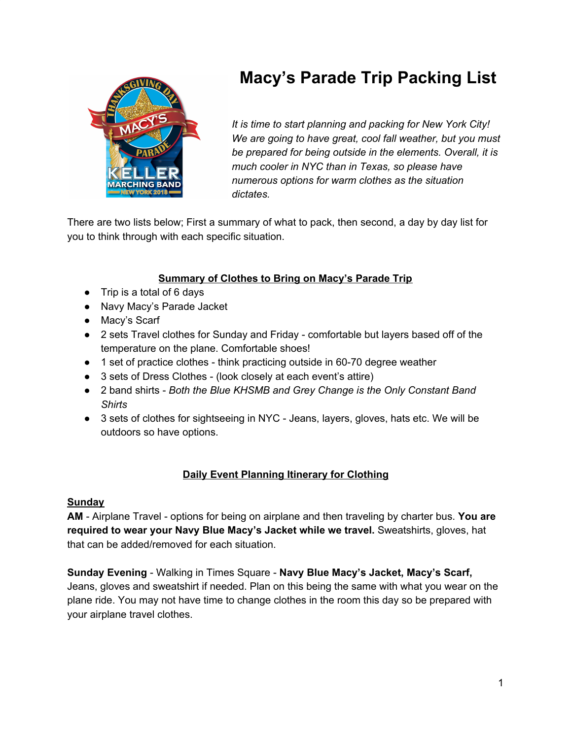# Macy's Parade Trip Packing List

*It is time to start planning and packing for New York City! We are going to have great, cool fall weather, but you must be prepared for being outside in the elements. Overall, it is much cooler in NYC than in Texas, so please have numerous options for warm clothes as the situation dictates.*

There are two lists below; First a summary of what to pack, then second, a day by day list for you to think through with each specific situation.

## Summary of Clothes to Bring on Macy's Parade Trip

- Trip is a total of 6 days
- Navy Macy's Parade Jacket
- Macy's Scarf
- 2 sets Travel clothes for Sunday and Friday - comfortable but layers based off of the temperature on the plane. Comfortable shoes!
- 1 set of practice clothes - think practicing outside in 60-70 degree weather
- 3 sets of Dress Clothes - (look closely at each event's attire)
- 2 band shirts - *Both the Blue KHSMB and Grey Change is the Only Constant Band Shirts*
- 3 sets of clothes for sightseeing in NYC - Jeans, layers, gloves, hats etc. We will be outdoors so have options.

## Daily Event Planning Itinerary for Clothing

### Sunday

**AM** - Airplane Travel - options for being on airplane and then traveling by charter bus. **You are required to wear your Navy Blue Macy's Jacket while we travel.** Sweatshirts, gloves, hat that can be added/removed for each situation.

**Sunday Evening** - Walking in Times Square - **Navy Blue Macy's Jacket, Macy's Scarf,** Jeans, gloves and sweatshirt if needed. Plan on this being the same with what you wear on the plane ride. You may not have time to change clothes in the room this day so be prepared with your airplane travel clothes.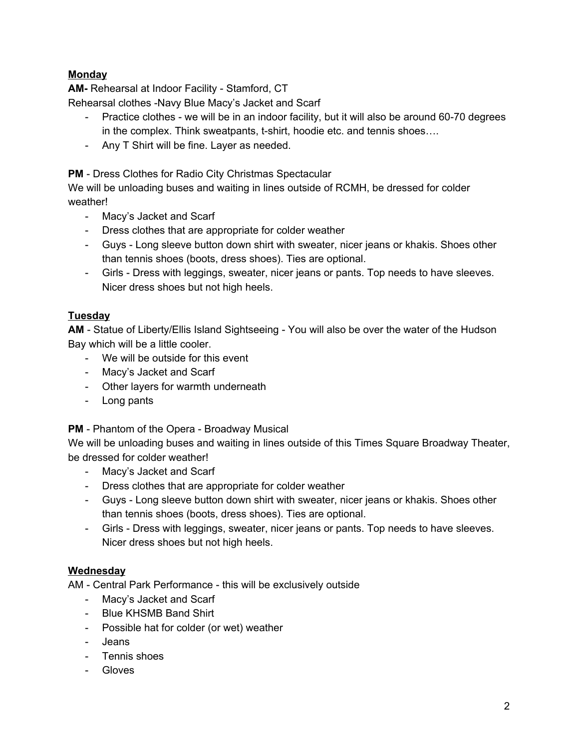**<u>Monday</u>**

**AM-** Rehearsal at Indoor Facility - Stamford, CT

Rehearsal clothes -Navy Blue Macy's Jacket and Scarf

- Practice clothes - we will be in an indoor facility, but it will also be around 60-70 degrees in the complex. Think sweatpants, t-shirt, hoodie etc. and tennis shoes….
- Any T Shirt will be fine. Layer as needed.

**PM** - Dress Clothes for Radio City Christmas Spectacular

We will be unloading buses and waiting in lines outside of RCMH, be dressed for colder weather!

- Macy's Jacket and Scarf
- Dress clothes that are appropriate for colder weather
- Guys - Long sleeve button down shirt with sweater, nicer jeans or khakis. Shoes other than tennis shoes (boots, dress shoes). Ties are optional.
- Girls - Dress with leggings, sweater, nicer jeans or pants. Top needs to have sleeves. Nicer dress shoes but not high heels.

**<u>Tuesday</u>**

**AM** - Statue of Liberty/Ellis Island Sightseeing - You will also be over the water of the Hudson Bay which will be a little cooler.

- We will be outside for this event
- Macy's Jacket and Scarf
- Other layers for warmth underneath
- Long pants

**PM** - Phantom of the Opera - Broadway Musical

We will be unloading buses and waiting in lines outside of this Times Square Broadway Theater, be dressed for colder weather!

- Macy's Jacket and Scarf
- Dress clothes that are appropriate for colder weather
- Guys - Long sleeve button down shirt with sweater, nicer jeans or khakis. Shoes other than tennis shoes (boots, dress shoes). Ties are optional.
- Girls - Dress with leggings, sweater, nicer jeans or pants. Top needs to have sleeves. Nicer dress shoes but not high heels.

**<u>Wednesday</u>**

AM - Central Park Performance - this will be exclusively outside

- Macy's Jacket and Scarf
- Blue KHSMB Band Shirt
- Possible hat for colder (or wet) weather
- Jeans
- Tennis shoes
- Gloves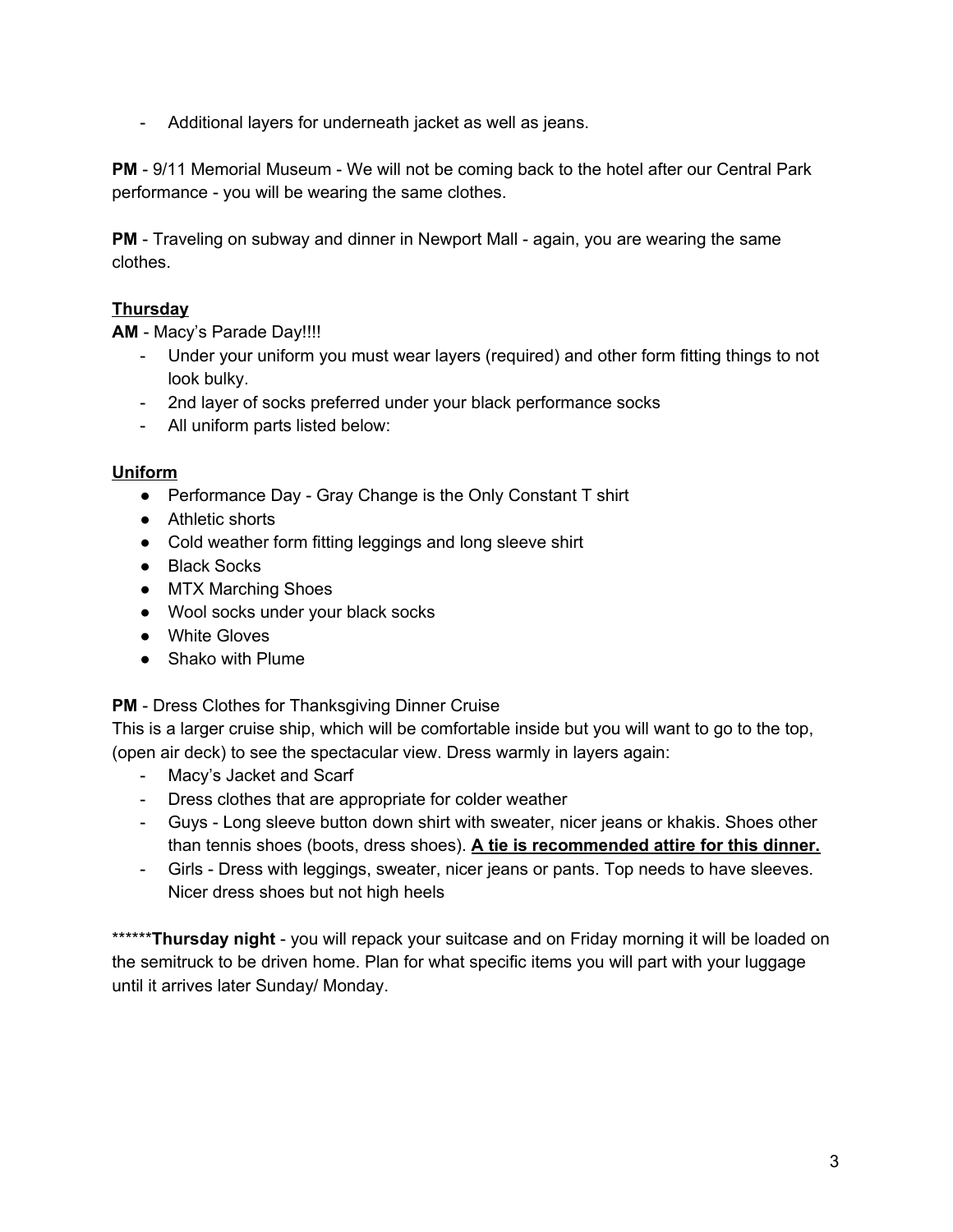- Additional layers for underneath jacket as well as jeans.

**PM** - 9/11 Memorial Museum - We will not be coming back to the hotel after our Central Park performance - you will be wearing the same clothes.

**PM** - Traveling on subway and dinner in Newport Mall - again, you are wearing the same clothes.

**Thursday**

**AM** - Macy's Parade Day!!!!

- Under your uniform you must wear layers (required) and other form fitting things to not look bulky.
- 2nd layer of socks preferred under your black performance socks
- All uniform parts listed below:

**Uniform**

- Performance Day - Gray Change is the Only Constant T shirt
- Athletic shorts
- Cold weather form fitting leggings and long sleeve shirt
- Black Socks
- MTX Marching Shoes
- Wool socks under your black socks
- White Gloves
- Shako with Plume

**PM** - Dress Clothes for Thanksgiving Dinner Cruise

This is a larger cruise ship, which will be comfortable inside but you will want to go to the top, (open air deck) to see the spectacular view. Dress warmly in layers again:

- Macy's Jacket and Scarf
- Dress clothes that are appropriate for colder weather
- Guys - Long sleeve button down shirt with sweater, nicer jeans or khakis. Shoes other than tennis shoes (boots, dress shoes). **A tie is recommended attire for this dinner.**
- Girls - Dress with leggings, sweater, nicer jeans or pants. Top needs to have sleeves. Nicer dress shoes but not high heels

********Thursday night** - you will repack your suitcase and on Friday morning it will be loaded on the semitruck to be driven home. Plan for what specific items you will part with your luggage until it arrives later Sunday/ Monday.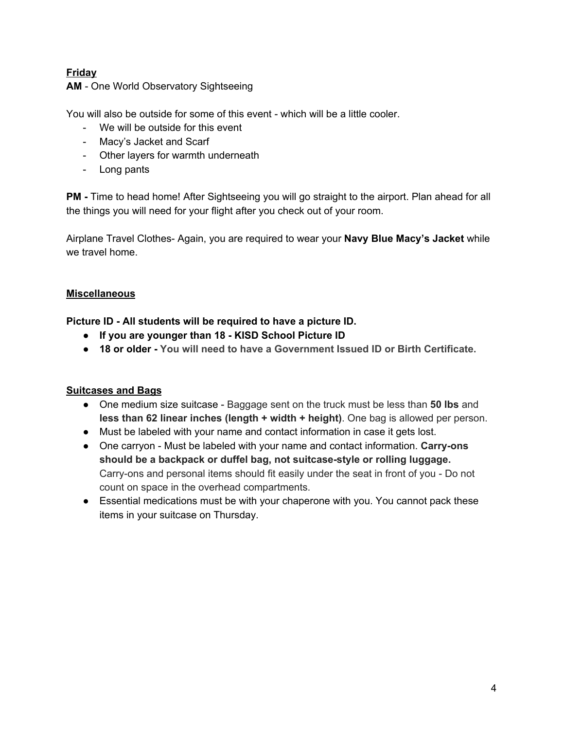**Friday**

**AM** - One World Observatory Sightseeing

You will also be outside for some of this event - which will be a little cooler.

- We will be outside for this event
- Macy's Jacket and Scarf
- Other layers for warmth underneath
- Long pants

**PM -** Time to head home! After Sightseeing you will go straight to the airport. Plan ahead for all the things you will need for your flight after you check out of your room.

Airplane Travel Clothes- Again, you are required to wear your **Navy Blue Macy's Jacket** while we travel home.

**Miscellaneous**

**Picture ID - All students will be required to have a picture ID.**

- **If you are younger than 18 - KISD School Picture ID**
- **18 or older - You will need to have a Government Issued ID or Birth Certificate.**

**Suitcases and Bags**

- One medium size suitcase - Baggage sent on the truck must be less than **50 lbs** and **less than 62 linear inches (length + width + height)**. One bag is allowed per person.
- Must be labeled with your name and contact information in case it gets lost.
- One carryon - Must be labeled with your name and contact information. **Carry-ons should be a backpack or duffel bag, not suitcase-style or rolling luggage.** Carry-ons and personal items should fit easily under the seat in front of you - Do not count on space in the overhead compartments.
- Essential medications must be with your chaperone with you. You cannot pack these items in your suitcase on Thursday.